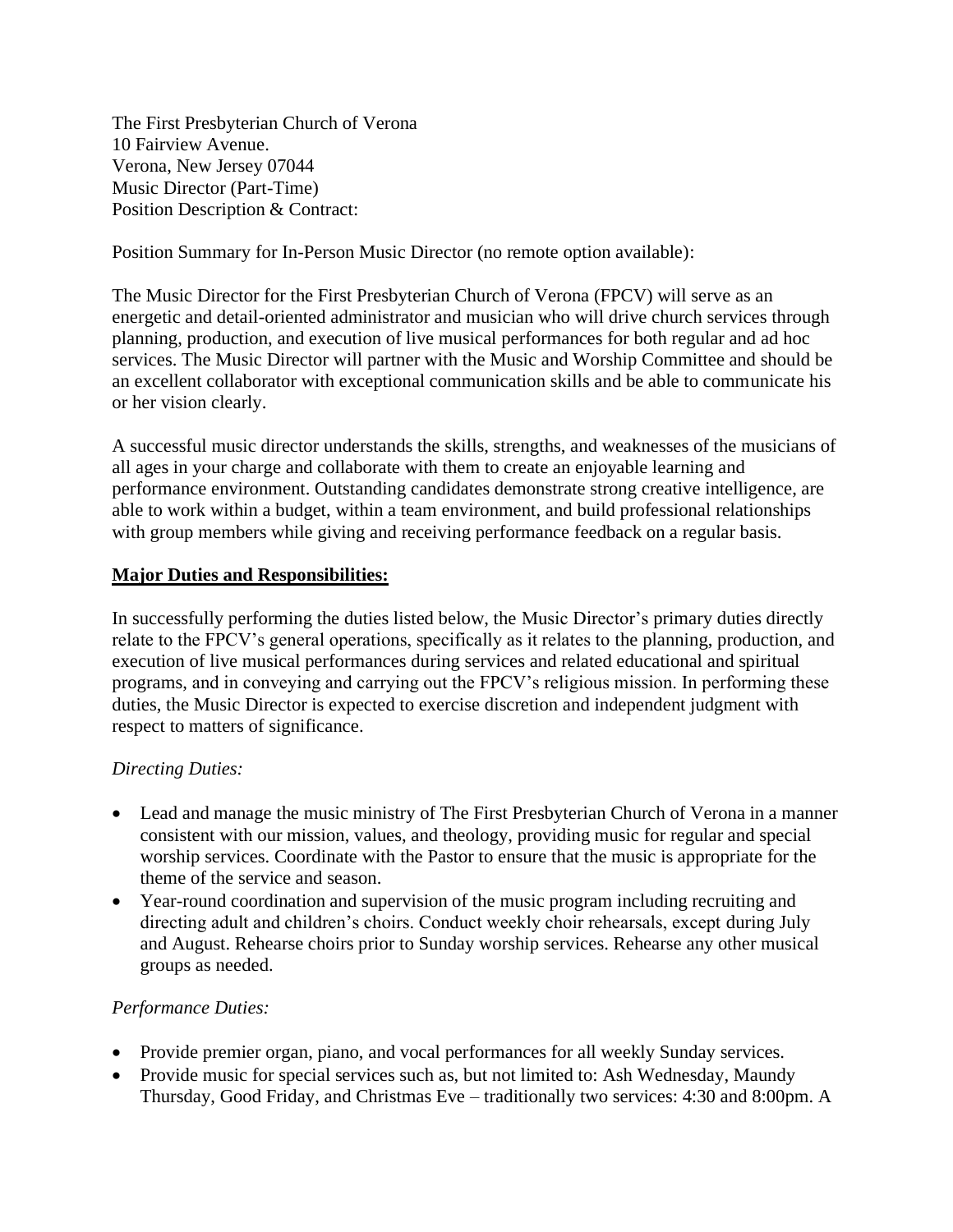The First Presbyterian Church of Verona
10 Fairview Avenue.
Verona, New Jersey 07044
Music Director (Part-Time)
Position Description & Contract:

Position Summary for In-Person Music Director (no remote option available):

The Music Director for the First Presbyterian Church of Verona (FPCV) will serve as an energetic and detail-oriented administrator and musician who will drive church services through planning, production, and execution of live musical performances for both regular and ad hoc services. The Music Director will partner with the Music and Worship Committee and should be an excellent collaborator with exceptional communication skills and be able to communicate his or her vision clearly.

A successful music director understands the skills, strengths, and weaknesses of the musicians of all ages in your charge and collaborate with them to create an enjoyable learning and performance environment. Outstanding candidates demonstrate strong creative intelligence, are able to work within a budget, within a team environment, and build professional relationships with group members while giving and receiving performance feedback on a regular basis.

## Major Duties and Responsibilities:

In successfully performing the duties listed below, the Music Director's primary duties directly relate to the FPCV's general operations, specifically as it relates to the planning, production, and execution of live musical performances during services and related educational and spiritual programs, and in conveying and carrying out the FPCV's religious mission. In performing these duties, the Music Director is expected to exercise discretion and independent judgment with respect to matters of significance.

*Directing Duties:*

- Lead and manage the music ministry of The First Presbyterian Church of Verona in a manner consistent with our mission, values, and theology, providing music for regular and special worship services. Coordinate with the Pastor to ensure that the music is appropriate for the theme of the service and season.
- Year-round coordination and supervision of the music program including recruiting and directing adult and children's choirs. Conduct weekly choir rehearsals, except during July and August. Rehearse choirs prior to Sunday worship services. Rehearse any other musical groups as needed.

*Performance Duties:*

- Provide premier organ, piano, and vocal performances for all weekly Sunday services.
- Provide music for special services such as, but not limited to: Ash Wednesday, Maundy Thursday, Good Friday, and Christmas Eve – traditionally two services: 4:30 and 8:00pm. A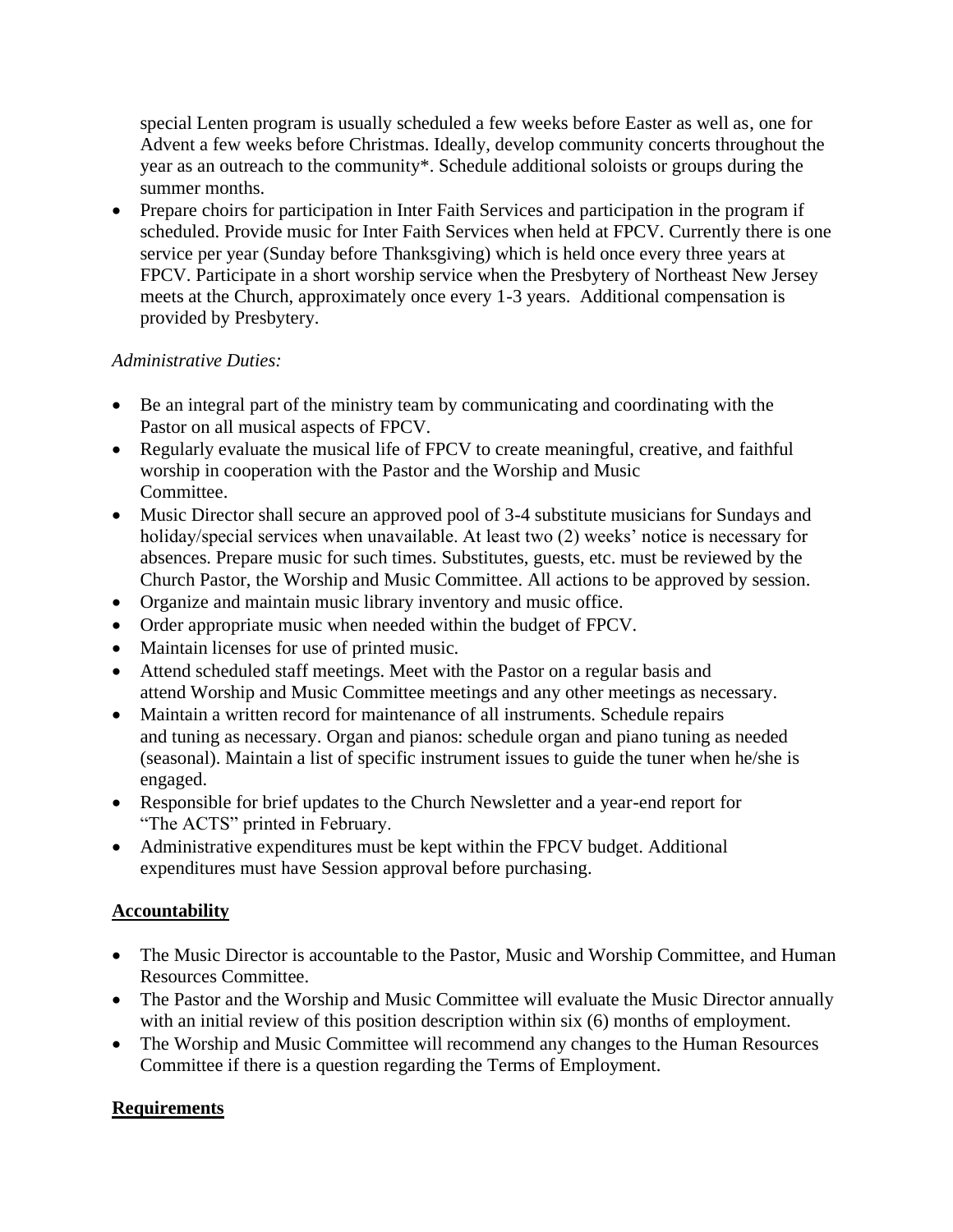special Lenten program is usually scheduled a few weeks before Easter as well as, one for Advent a few weeks before Christmas. Ideally, develop community concerts throughout the year as an outreach to the community*. Schedule additional soloists or groups during the summer months.

- Prepare choirs for participation in Inter Faith Services and participation in the program if scheduled. Provide music for Inter Faith Services when held at FPCV. Currently there is one service per year (Sunday before Thanksgiving) which is held once every three years at FPCV. Participate in a short worship service when the Presbytery of Northeast New Jersey meets at the Church, approximately once every 1-3 years. Additional compensation is provided by Presbytery.

*Administrative Duties:*

- Be an integral part of the ministry team by communicating and coordinating with the Pastor on all musical aspects of FPCV.
- Regularly evaluate the musical life of FPCV to create meaningful, creative, and faithful worship in cooperation with the Pastor and the Worship and Music Committee.
- Music Director shall secure an approved pool of 3-4 substitute musicians for Sundays and holiday/special services when unavailable. At least two (2) weeks' notice is necessary for absences. Prepare music for such times. Substitutes, guests, etc. must be reviewed by the Church Pastor, the Worship and Music Committee. All actions to be approved by session.
- Organize and maintain music library inventory and music office.
- Order appropriate music when needed within the budget of FPCV.
- Maintain licenses for use of printed music.
- Attend scheduled staff meetings. Meet with the Pastor on a regular basis and attend Worship and Music Committee meetings and any other meetings as necessary.
- Maintain a written record for maintenance of all instruments. Schedule repairs and tuning as necessary. Organ and pianos: schedule organ and piano tuning as needed (seasonal). Maintain a list of specific instrument issues to guide the tuner when he/she is engaged.
- Responsible for brief updates to the Church Newsletter and a year-end report for "The ACTS" printed in February.
- Administrative expenditures must be kept within the FPCV budget. Additional expenditures must have Session approval before purchasing.

## Accountability

- The Music Director is accountable to the Pastor, Music and Worship Committee, and Human Resources Committee.
- The Pastor and the Worship and Music Committee will evaluate the Music Director annually with an initial review of this position description within six (6) months of employment.
- The Worship and Music Committee will recommend any changes to the Human Resources Committee if there is a question regarding the Terms of Employment.

## Requirements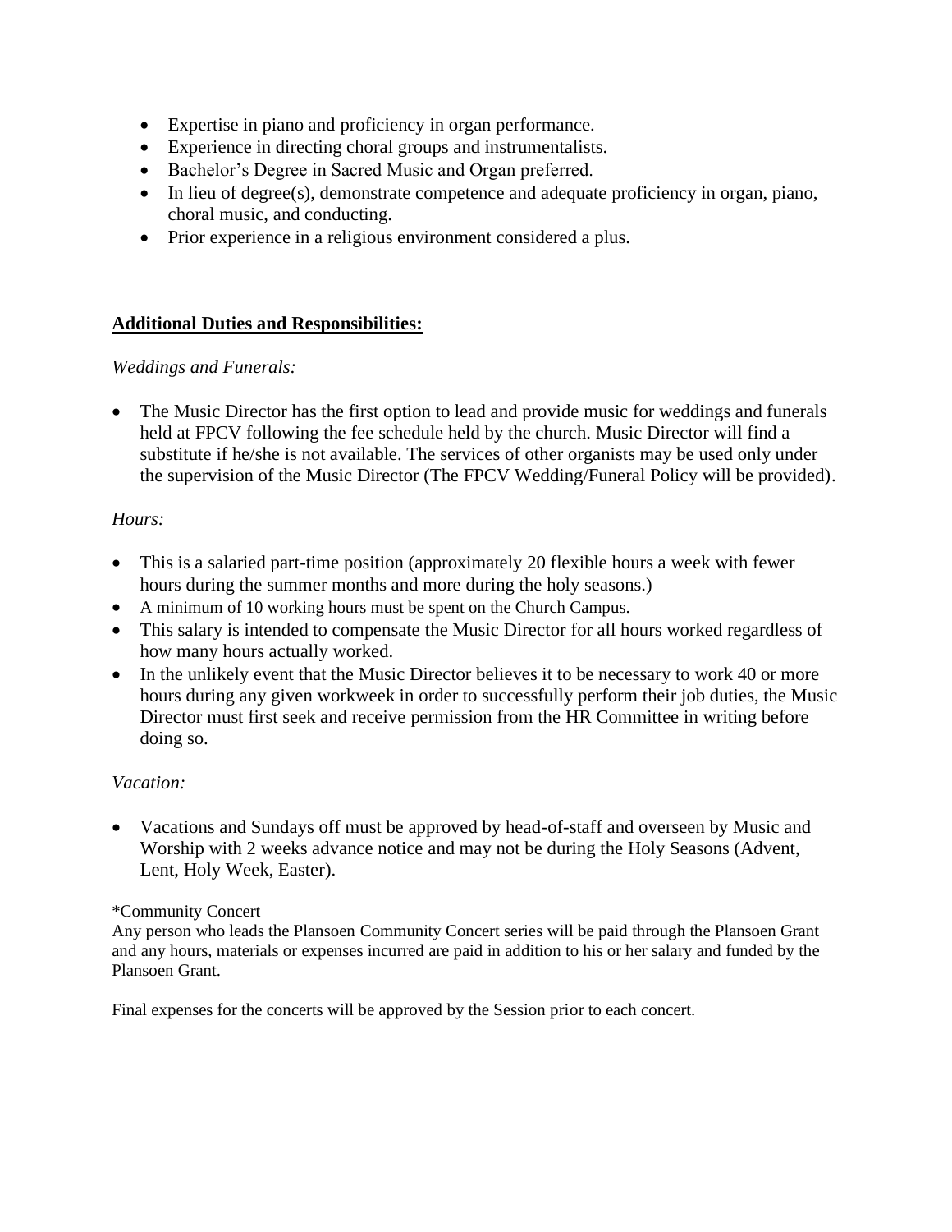- Expertise in piano and proficiency in organ performance.
- Experience in directing choral groups and instrumentalists.
- Bachelor's Degree in Sacred Music and Organ preferred.
- In lieu of degree(s), demonstrate competence and adequate proficiency in organ, piano, choral music, and conducting.
- Prior experience in a religious environment considered a plus.

## **Additional Duties and Responsibilities:**

*Weddings and Funerals:*

- The Music Director has the first option to lead and provide music for weddings and funerals held at FPCV following the fee schedule held by the church. Music Director will find a substitute if he/she is not available. The services of other organists may be used only under the supervision of the Music Director (The FPCV Wedding/Funeral Policy will be provided).

*Hours:*

- This is a salaried part-time position (approximately 20 flexible hours a week with fewer hours during the summer months and more during the holy seasons.)
- A minimum of 10 working hours must be spent on the Church Campus.
- This salary is intended to compensate the Music Director for all hours worked regardless of how many hours actually worked.
- In the unlikely event that the Music Director believes it to be necessary to work 40 or more hours during any given workweek in order to successfully perform their job duties, the Music Director must first seek and receive permission from the HR Committee in writing before doing so.

*Vacation:*

- Vacations and Sundays off must be approved by head-of-staff and overseen by Music and Worship with 2 weeks advance notice and may not be during the Holy Seasons (Advent, Lent, Holy Week, Easter).

*Community Concert
Any person who leads the Plansoen Community Concert series will be paid through the Plansoen Grant and any hours, materials or expenses incurred are paid in addition to his or her salary and funded by the Plansoen Grant.

Final expenses for the concerts will be approved by the Session prior to each concert.